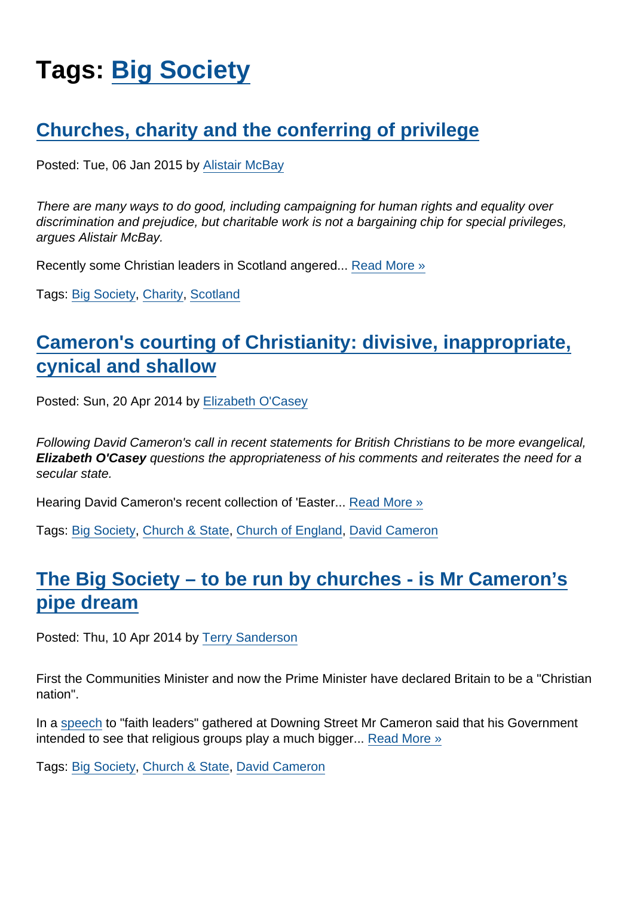# Tags: Big Society

## Churches, charity and the conferring of privilege

Posted: Tue, 06 Jan 2015 by Alistair McBay

*There are many ways to do good, including campaigning for human rights and equality over discrimination and prejudice, but charitable work is not a bargaining chip for special privileges, argues Alistair McBay.*

Recently some Christian leaders in Scotland angered... Read More »

Tags: Big Society, Charity, Scotland

## Cameron's courting of Christianity: divisive, inappropriate, cynical and shallow

Posted: Sun, 20 Apr 2014 by Elizabeth O'Casey

*Following David Cameron's call in recent statements for British Christians to be more evangelical, **Elizabeth O'Casey** questions the appropriateness of his comments and reiterates the need for a secular state.*

Hearing David Cameron's recent collection of 'Easter... Read More »

Tags: Big Society, Church & State, Church of England, David Cameron

## The Big Society – to be run by churches - is Mr Cameron's pipe dream

Posted: Thu, 10 Apr 2014 by Terry Sanderson

First the Communities Minister and now the Prime Minister have declared Britain to be a "Christian nation".

In a speech to "faith leaders" gathered at Downing Street Mr Cameron said that his Government intended to see that religious groups play a much bigger... Read More »

Tags: Big Society, Church & State, David Cameron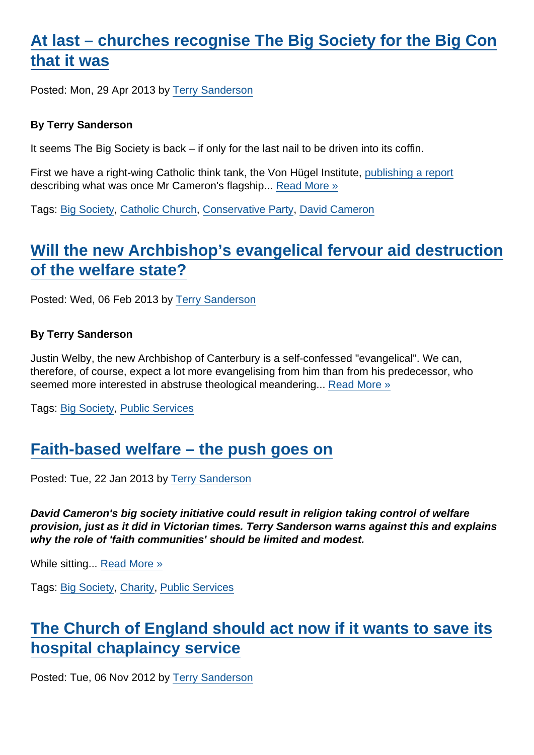## At last – churches recognise The Big Society for the Big Con that it was

Posted: Mon, 29 Apr 2013 by Terry Sanderson

**By Terry Sanderson**

It seems The Big Society is back – if only for the last nail to be driven into its coffin.

First we have a right-wing Catholic think tank, the Von Hügel Institute, publishing a report describing what was once Mr Cameron's flagship... Read More »

Tags: Big Society, Catholic Church, Conservative Party, David Cameron

## Will the new Archbishop's evangelical fervour aid destruction of the welfare state?

Posted: Wed, 06 Feb 2013 by Terry Sanderson

**By Terry Sanderson**

Justin Welby, the new Archbishop of Canterbury is a self-confessed "evangelical". We can, therefore, of course, expect a lot more evangelising from him than from his predecessor, who seemed more interested in abstruse theological meandering... Read More »

Tags: Big Society, Public Services

## Faith-based welfare – the push goes on

Posted: Tue, 22 Jan 2013 by Terry Sanderson

***David Cameron's big society initiative could result in religion taking control of welfare provision, just as it did in Victorian times. Terry Sanderson warns against this and explains why the role of 'faith communities' should be limited and modest.***

While sitting... Read More »

Tags: Big Society, Charity, Public Services

## The Church of England should act now if it wants to save its hospital chaplaincy service

Posted: Tue, 06 Nov 2012 by Terry Sanderson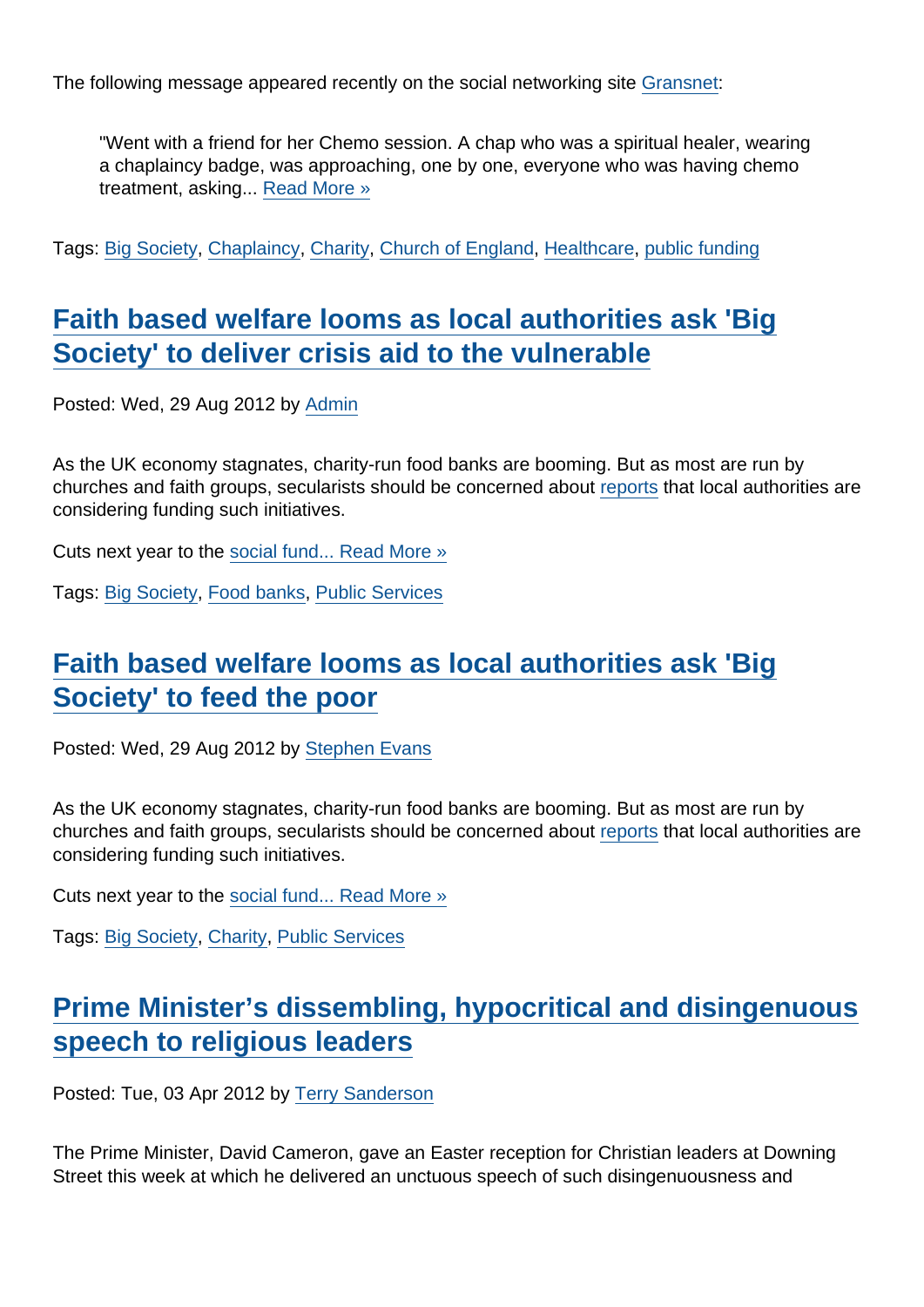The following message appeared recently on the social networking site Gransnet:

> "Went with a friend for her Chemo session. A chap who was a spiritual healer, wearing a chaplaincy badge, was approaching, one by one, everyone who was having chemo treatment, asking... Read More »

Tags: Big Society, Chaplaincy, Charity, Church of England, Healthcare, public funding

## Faith based welfare looms as local authorities ask 'Big Society' to deliver crisis aid to the vulnerable

Posted: Wed, 29 Aug 2012 by Admin

As the UK economy stagnates, charity-run food banks are booming. But as most are run by churches and faith groups, secularists should be concerned about reports that local authorities are considering funding such initiatives.

Cuts next year to the social fund... Read More »

Tags: Big Society, Food banks, Public Services

## Faith based welfare looms as local authorities ask 'Big Society' to feed the poor

Posted: Wed, 29 Aug 2012 by Stephen Evans

As the UK economy stagnates, charity-run food banks are booming. But as most are run by churches and faith groups, secularists should be concerned about reports that local authorities are considering funding such initiatives.

Cuts next year to the social fund... Read More »

Tags: Big Society, Charity, Public Services

## Prime Minister's dissembling, hypocritical and disingenuous speech to religious leaders

Posted: Tue, 03 Apr 2012 by Terry Sanderson

The Prime Minister, David Cameron, gave an Easter reception for Christian leaders at Downing Street this week at which he delivered an unctuous speech of such disingenuousness and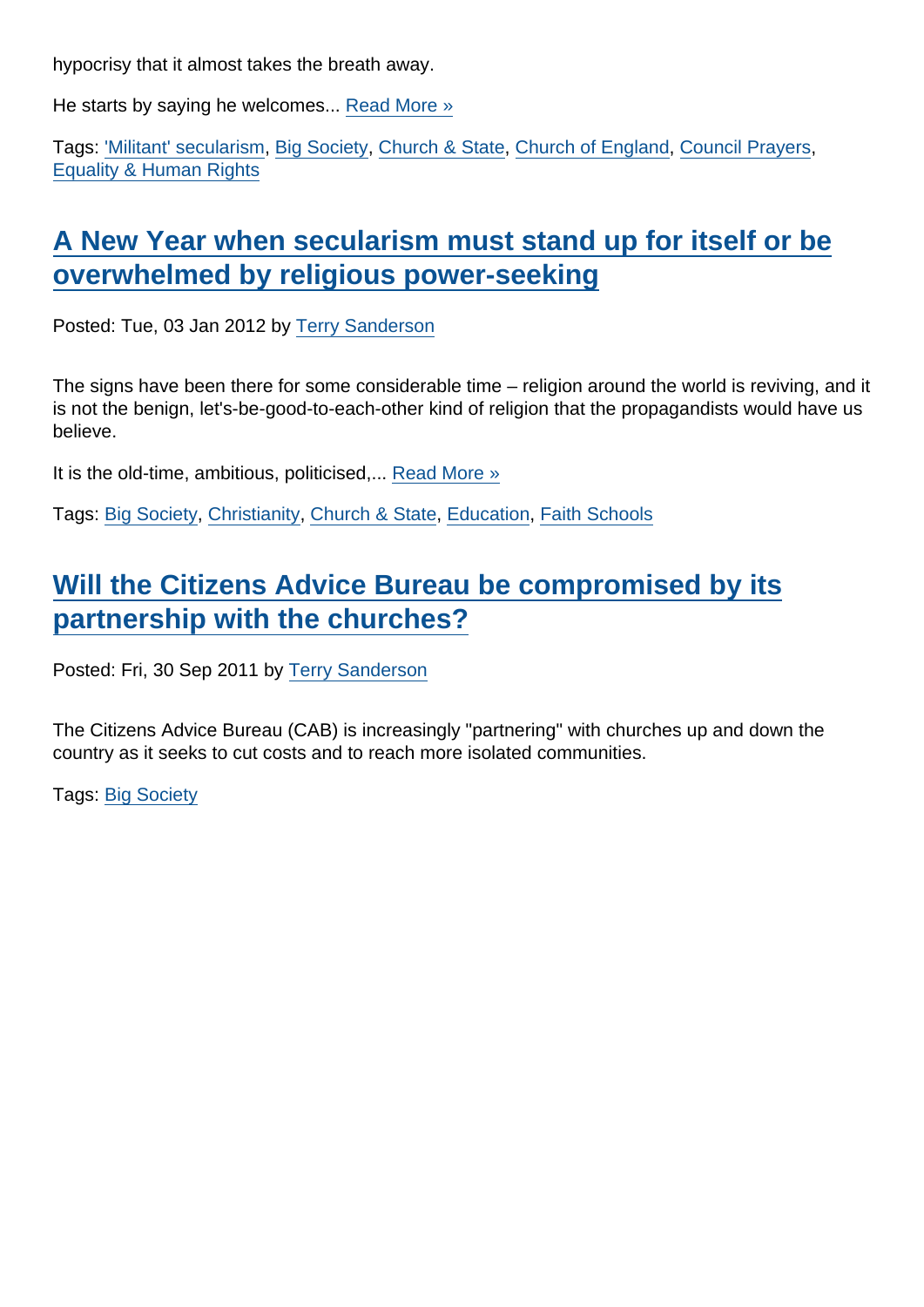hypocrisy that it almost takes the breath away.

He starts by saying he welcomes... Read More »

Tags: 'Militant' secularism, Big Society, Church & State, Church of England, Council Prayers, Equality & Human Rights

## A New Year when secularism must stand up for itself or be overwhelmed by religious power-seeking

Posted: Tue, 03 Jan 2012 by Terry Sanderson

The signs have been there for some considerable time – religion around the world is reviving, and it is not the benign, let's-be-good-to-each-other kind of religion that the propagandists would have us believe.

It is the old-time, ambitious, politicised,... Read More »

Tags: Big Society, Christianity, Church & State, Education, Faith Schools

## Will the Citizens Advice Bureau be compromised by its partnership with the churches?

Posted: Fri, 30 Sep 2011 by Terry Sanderson

The Citizens Advice Bureau (CAB) is increasingly "partnering" with churches up and down the country as it seeks to cut costs and to reach more isolated communities.

Tags: Big Society